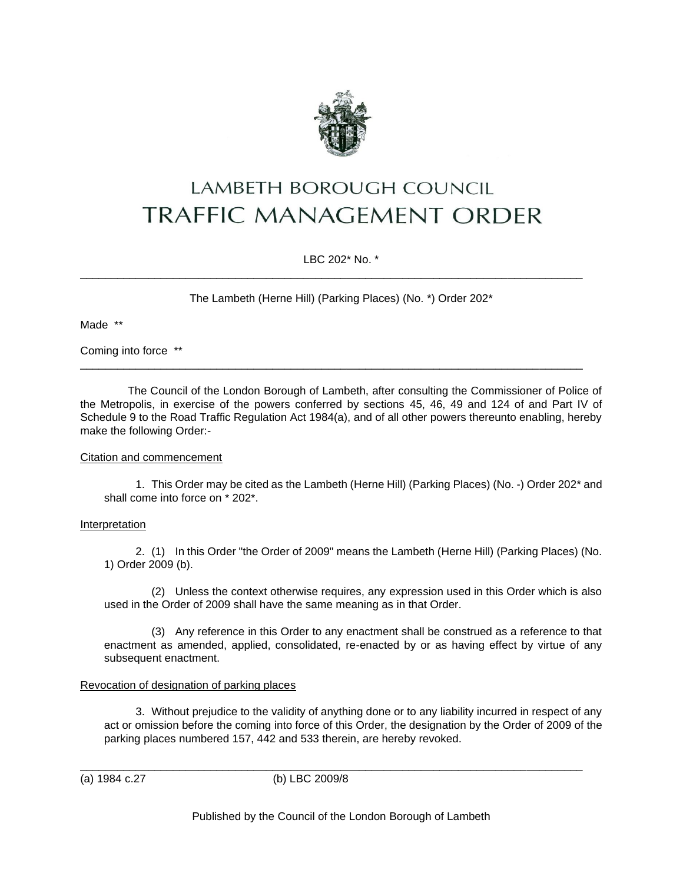# LAMBETH BOROUGH COUNCIL
# TRAFFIC MANAGEMENT ORDER

LBC 202* No. *

---

The Lambeth (Herne Hill) (Parking Places) (No. *) Order 202*

Made **

Coming into force **

---

The Council of the London Borough of Lambeth, after consulting the Commissioner of Police of the Metropolis, in exercise of the powers conferred by sections 45, 46, 49 and 124 of and Part IV of Schedule 9 to the Road Traffic Regulation Act 1984(a), and of all other powers thereunto enabling, hereby make the following Order:-

Citation and commencement

1. This Order may be cited as the Lambeth (Herne Hill) (Parking Places) (No. -) Order 202* and shall come into force on * 202*.

Interpretation

2. (1) In this Order "the Order of 2009" means the Lambeth (Herne Hill) (Parking Places) (No. 1) Order 2009 (b).

(2) Unless the context otherwise requires, any expression used in this Order which is also used in the Order of 2009 shall have the same meaning as in that Order.

(3) Any reference in this Order to any enactment shall be construed as a reference to that enactment as amended, applied, consolidated, re-enacted by or as having effect by virtue of any subsequent enactment.

Revocation of designation of parking places

3. Without prejudice to the validity of anything done or to any liability incurred in respect of any act or omission before the coming into force of this Order, the designation by the Order of 2009 of the parking places numbered 157, 442 and 533 therein, are hereby revoked.

---

(a) 1984 c.27 (b) LBC 2009/8

Published by the Council of the London Borough of Lambeth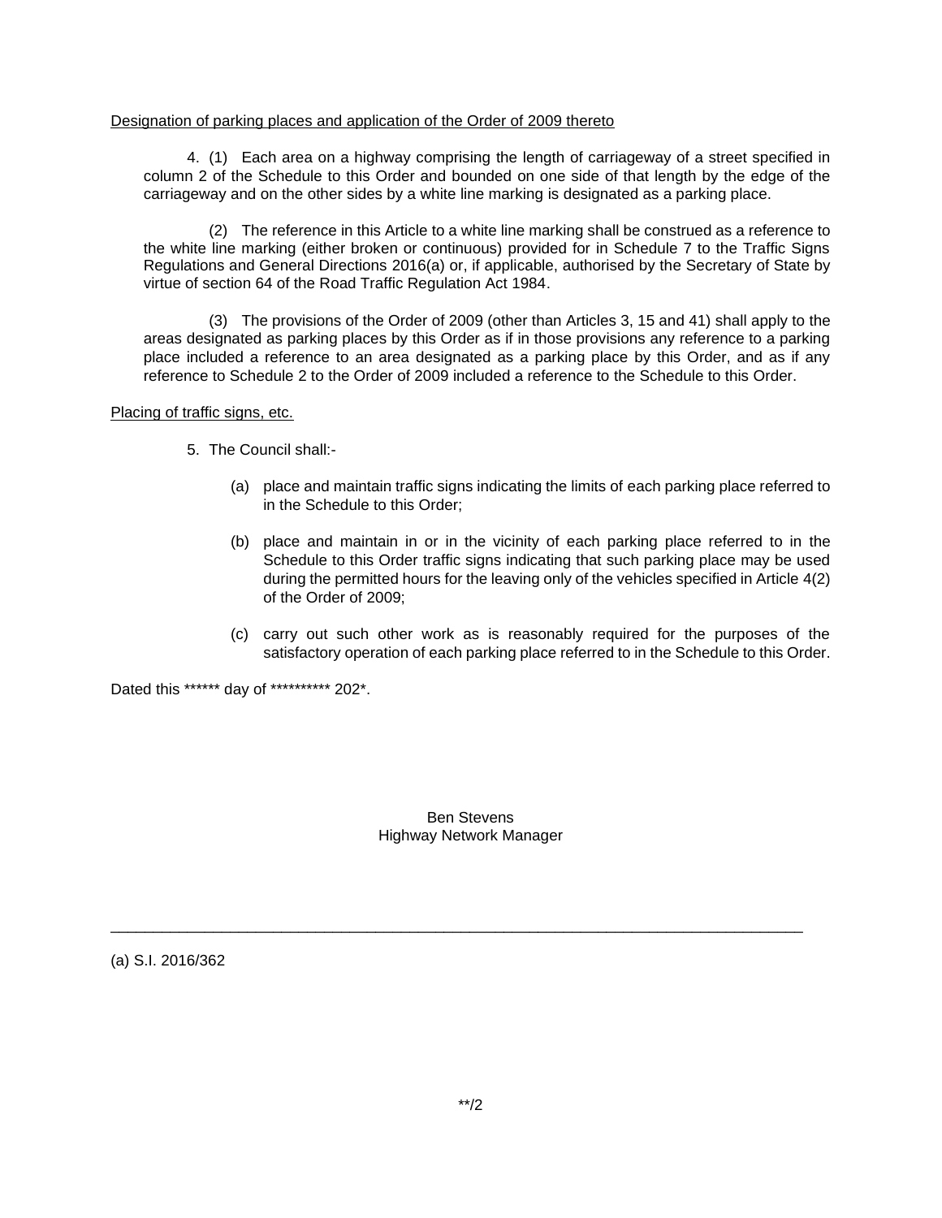Designation of parking places and application of the Order of 2009 thereto

4. (1) Each area on a highway comprising the length of carriageway of a street specified in column 2 of the Schedule to this Order and bounded on one side of that length by the edge of the carriageway and on the other sides by a white line marking is designated as a parking place.

(2) The reference in this Article to a white line marking shall be construed as a reference to the white line marking (either broken or continuous) provided for in Schedule 7 to the Traffic Signs Regulations and General Directions 2016(a) or, if applicable, authorised by the Secretary of State by virtue of section 64 of the Road Traffic Regulation Act 1984.

(3) The provisions of the Order of 2009 (other than Articles 3, 15 and 41) shall apply to the areas designated as parking places by this Order as if in those provisions any reference to a parking place included a reference to an area designated as a parking place by this Order, and as if any reference to Schedule 2 to the Order of 2009 included a reference to the Schedule to this Order.

Placing of traffic signs, etc.

5. The Council shall:-

(a) place and maintain traffic signs indicating the limits of each parking place referred to in the Schedule to this Order;

(b) place and maintain in or in the vicinity of each parking place referred to in the Schedule to this Order traffic signs indicating that such parking place may be used during the permitted hours for the leaving only of the vehicles specified in Article 4(2) of the Order of 2009;

(c) carry out such other work as is reasonably required for the purposes of the satisfactory operation of each parking place referred to in the Schedule to this Order.

Dated this ****** day of ********** 202*.

Ben Stevens
Highway Network Manager

---

(a) S.I. 2016/362

**/2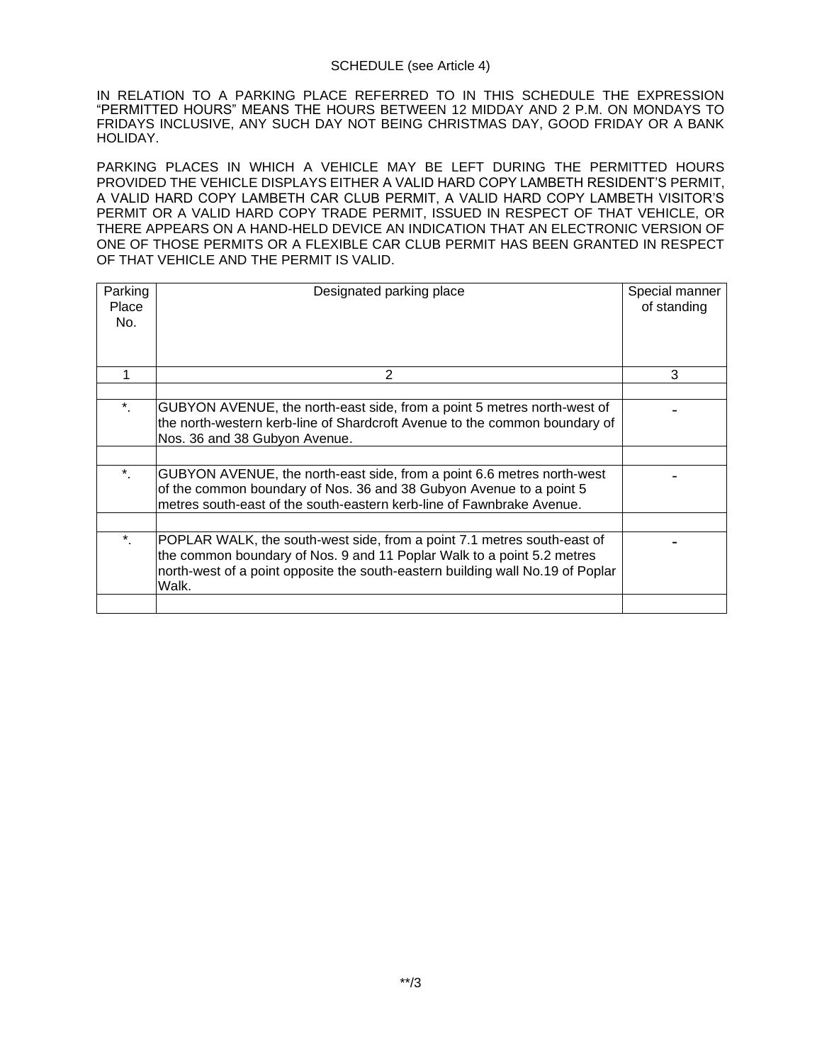SCHEDULE (see Article 4)

IN RELATION TO A PARKING PLACE REFERRED TO IN THIS SCHEDULE THE EXPRESSION "PERMITTED HOURS" MEANS THE HOURS BETWEEN 12 MIDDAY AND 2 P.M. ON MONDAYS TO FRIDAYS INCLUSIVE, ANY SUCH DAY NOT BEING CHRISTMAS DAY, GOOD FRIDAY OR A BANK HOLIDAY.

PARKING PLACES IN WHICH A VEHICLE MAY BE LEFT DURING THE PERMITTED HOURS PROVIDED THE VEHICLE DISPLAYS EITHER A VALID HARD COPY LAMBETH RESIDENT'S PERMIT, A VALID HARD COPY LAMBETH CAR CLUB PERMIT, A VALID HARD COPY LAMBETH VISITOR'S PERMIT OR A VALID HARD COPY TRADE PERMIT, ISSUED IN RESPECT OF THAT VEHICLE, OR THERE APPEARS ON A HAND-HELD DEVICE AN INDICATION THAT AN ELECTRONIC VERSION OF ONE OF THOSE PERMITS OR A FLEXIBLE CAR CLUB PERMIT HAS BEEN GRANTED IN RESPECT OF THAT VEHICLE AND THE PERMIT IS VALID.

| Parking Place No. | Designated parking place | Special manner of standing |
|---|---|---|
| 1 | 2 | 3 |
| | | |
| *. | GUBYON AVENUE, the north-east side, from a point 5 metres north-west of the north-western kerb-line of Shardcroft Avenue to the common boundary of Nos. 36 and 38 Gubyon Avenue. | - |
| | | |
| *. | GUBYON AVENUE, the north-east side, from a point 6.6 metres north-west of the common boundary of Nos. 36 and 38 Gubyon Avenue to a point 5 metres south-east of the south-eastern kerb-line of Fawnbrake Avenue. | - |
| | | |
| *. | POPLAR WALK, the south-west side, from a point 7.1 metres south-east of the common boundary of Nos. 9 and 11 Poplar Walk to a point 5.2 metres north-west of a point opposite the south-eastern building wall No.19 of Poplar Walk. | - |
| | | |